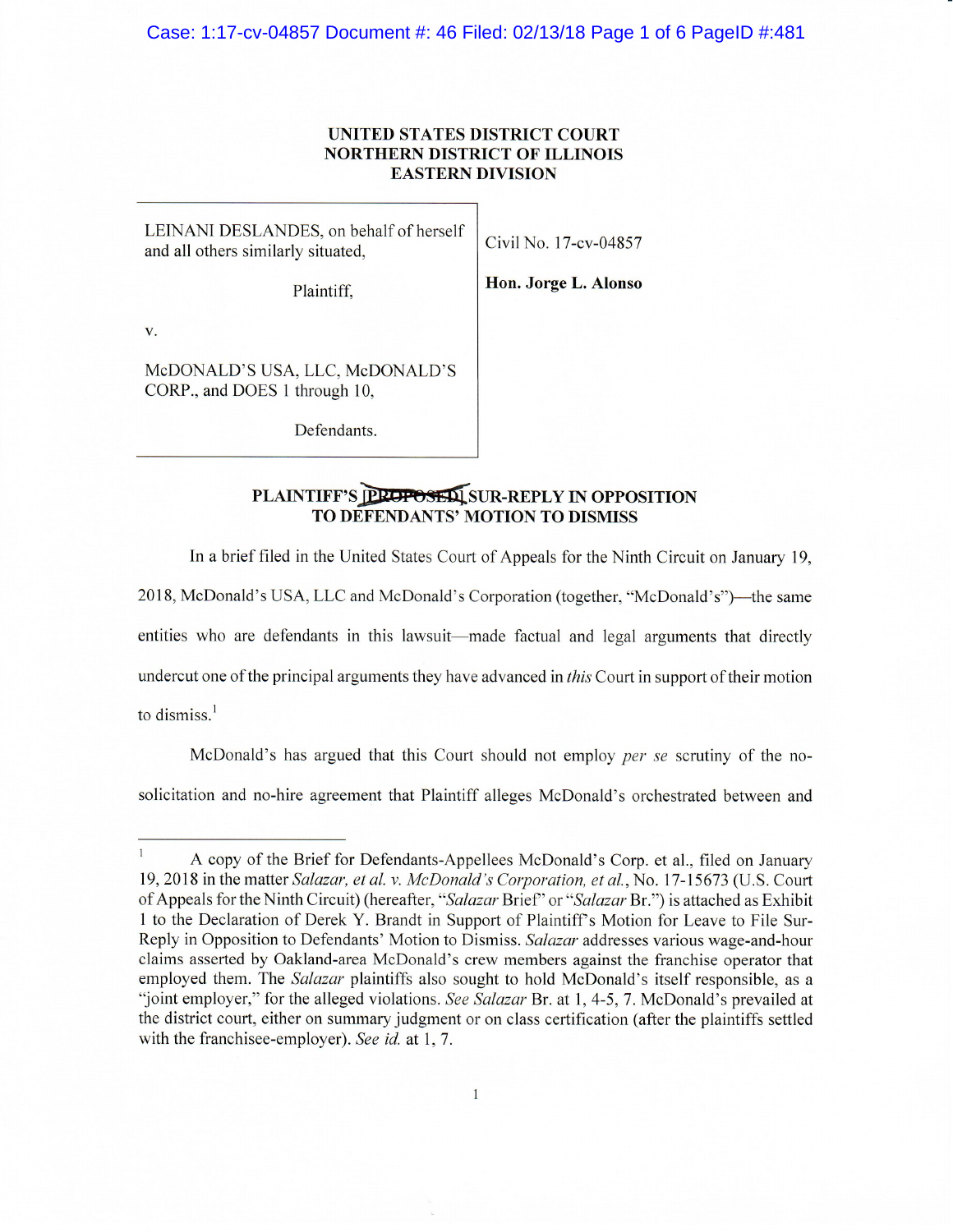**UNITED STATES DISTRICT COURT**
**NORTHERN DISTRICT OF ILLINOIS**
**EASTERN DIVISION**

| | |
|---|---|
| LEINANI DESLANDES, on behalf of herself and all others similarly situated,<br><br>Plaintiff,<br><br>v.<br><br>McDONALD'S USA, LLC, McDONALD'S CORP., and DOES 1 through 10,<br><br>Defendants. | Civil No. 17-cv-04857<br><br>**Hon. Jorge L. Alonso** |

**PLAINTIFF'S ~~[PROPOSED]~~ SUR-REPLY IN OPPOSITION TO DEFENDANTS' MOTION TO DISMISS**

In a brief filed in the United States Court of Appeals for the Ninth Circuit on January 19, 2018, McDonald's USA, LLC and McDonald's Corporation (together, "McDonald's")—the same entities who are defendants in this lawsuit—made factual and legal arguments that directly undercut one of the principal arguments they have advanced in *this* Court in support of their motion to dismiss.[1]

McDonald's has argued that this Court should not employ *per se* scrutiny of the no-solicitation and no-hire agreement that Plaintiff alleges McDonald's orchestrated between and

[1] A copy of the Brief for Defendants-Appellees McDonald's Corp. et al., filed on January 19, 2018 in the matter *Salazar, et al. v. McDonald's Corporation, et al.*, No. 17-15673 (U.S. Court of Appeals for the Ninth Circuit) (hereafter, "*Salazar* Brief" or "*Salazar* Br.") is attached as Exhibit 1 to the Declaration of Derek Y. Brandt in Support of Plaintiff's Motion for Leave to File Sur-Reply in Opposition to Defendants' Motion to Dismiss. *Salazar* addresses various wage-and-hour claims asserted by Oakland-area McDonald's crew members against the franchise operator that employed them. The *Salazar* plaintiffs also sought to hold McDonald's itself responsible, as a "joint employer," for the alleged violations. *See Salazar* Br. at 1, 4-5, 7. McDonald's prevailed at the district court, either on summary judgment or on class certification (after the plaintiffs settled with the franchisee-employer). *See id.* at 1, 7.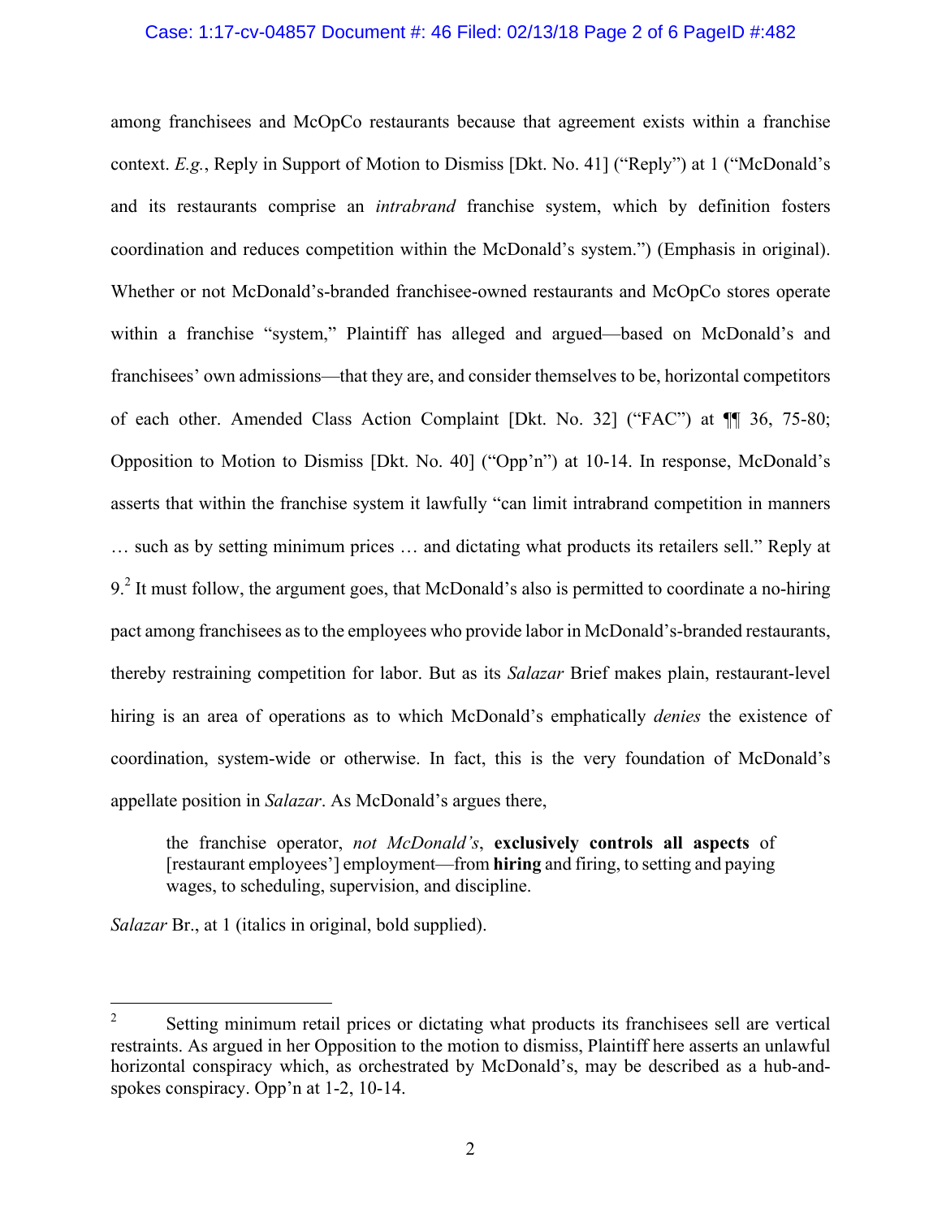among franchisees and McOpCo restaurants because that agreement exists within a franchise context. *E.g.*, Reply in Support of Motion to Dismiss [Dkt. No. 41] ("Reply") at 1 ("McDonald's and its restaurants comprise an *intrabrand* franchise system, which by definition fosters coordination and reduces competition within the McDonald's system.") (Emphasis in original). Whether or not McDonald's-branded franchisee-owned restaurants and McOpCo stores operate within a franchise "system," Plaintiff has alleged and argued—based on McDonald's and franchisees' own admissions—that they are, and consider themselves to be, horizontal competitors of each other. Amended Class Action Complaint [Dkt. No. 32] ("FAC") at ¶¶ 36, 75-80; Opposition to Motion to Dismiss [Dkt. No. 40] ("Opp'n") at 10-14. In response, McDonald's asserts that within the franchise system it lawfully "can limit intrabrand competition in manners … such as by setting minimum prices … and dictating what products its retailers sell." Reply at 9.[2] It must follow, the argument goes, that McDonald's also is permitted to coordinate a no-hiring pact among franchisees as to the employees who provide labor in McDonald's-branded restaurants, thereby restraining competition for labor. But as its *Salazar* Brief makes plain, restaurant-level hiring is an area of operations as to which McDonald's emphatically *denies* the existence of coordination, system-wide or otherwise. In fact, this is the very foundation of McDonald's appellate position in *Salazar*. As McDonald's argues there,

> the franchise operator, *not McDonald's*, **exclusively controls all aspects** of [restaurant employees'] employment—from **hiring** and firing, to setting and paying wages, to scheduling, supervision, and discipline.

*Salazar* Br., at 1 (italics in original, bold supplied).

---

[2] Setting minimum retail prices or dictating what products its franchisees sell are vertical restraints. As argued in her Opposition to the motion to dismiss, Plaintiff here asserts an unlawful horizontal conspiracy which, as orchestrated by McDonald's, may be described as a hub-and-spokes conspiracy. Opp'n at 1-2, 10-14.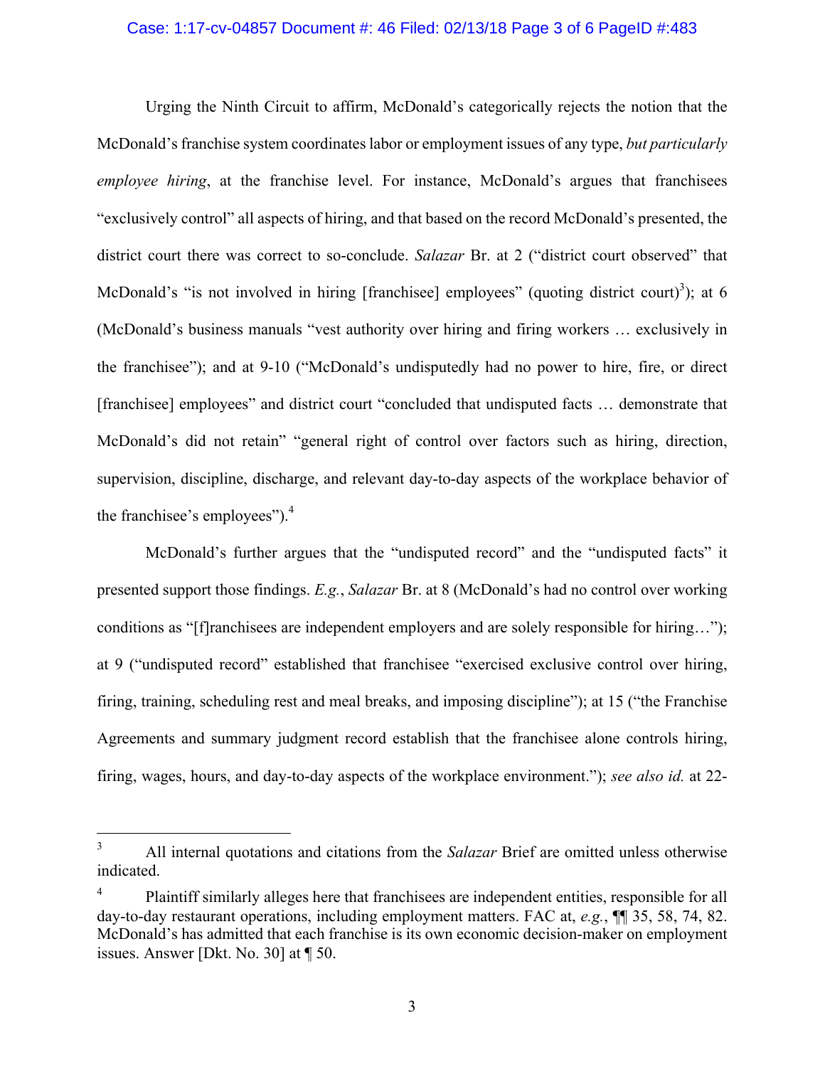Urging the Ninth Circuit to affirm, McDonald's categorically rejects the notion that the McDonald's franchise system coordinates labor or employment issues of any type, *but particularly employee hiring*, at the franchise level. For instance, McDonald's argues that franchisees "exclusively control" all aspects of hiring, and that based on the record McDonald's presented, the district court there was correct to so-conclude. *Salazar* Br. at 2 ("district court observed" that McDonald's "is not involved in hiring [franchisee] employees" (quoting district court)[3]); at 6 (McDonald's business manuals "vest authority over hiring and firing workers … exclusively in the franchisee"); and at 9-10 ("McDonald's undisputedly had no power to hire, fire, or direct [franchisee] employees" and district court "concluded that undisputed facts … demonstrate that McDonald's did not retain" "general right of control over factors such as hiring, direction, supervision, discipline, discharge, and relevant day-to-day aspects of the workplace behavior of the franchisee's employees").[4]

McDonald's further argues that the "undisputed record" and the "undisputed facts" it presented support those findings. *E.g.*, *Salazar* Br. at 8 (McDonald's had no control over working conditions as "[f]ranchisees are independent employers and are solely responsible for hiring…"); at 9 ("undisputed record" established that franchisee "exercised exclusive control over hiring, firing, training, scheduling rest and meal breaks, and imposing discipline"); at 15 ("the Franchise Agreements and summary judgment record establish that the franchisee alone controls hiring, firing, wages, hours, and day-to-day aspects of the workplace environment."); *see also id.* at 22-

---

[3] All internal quotations and citations from the *Salazar* Brief are omitted unless otherwise indicated.

[4] Plaintiff similarly alleges here that franchisees are independent entities, responsible for all day-to-day restaurant operations, including employment matters. FAC at, *e.g.*, ¶¶ 35, 58, 74, 82. McDonald's has admitted that each franchise is its own economic decision-maker on employment issues. Answer [Dkt. No. 30] at ¶ 50.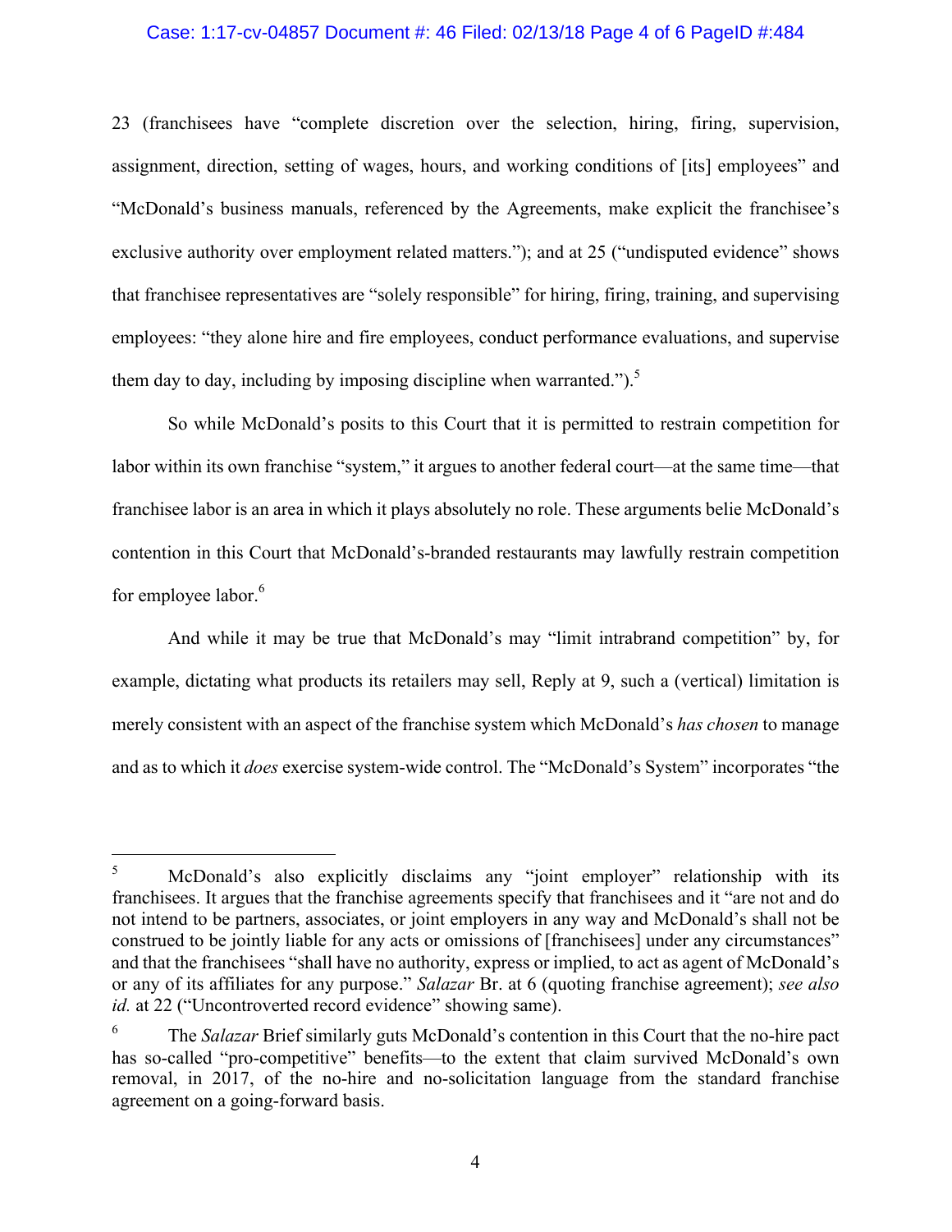23 (franchisees have "complete discretion over the selection, hiring, firing, supervision, assignment, direction, setting of wages, hours, and working conditions of [its] employees" and "McDonald's business manuals, referenced by the Agreements, make explicit the franchisee's exclusive authority over employment related matters."); and at 25 ("undisputed evidence" shows that franchisee representatives are "solely responsible" for hiring, firing, training, and supervising employees: "they alone hire and fire employees, conduct performance evaluations, and supervise them day to day, including by imposing discipline when warranted.").[5]

So while McDonald's posits to this Court that it is permitted to restrain competition for labor within its own franchise "system," it argues to another federal court—at the same time—that franchisee labor is an area in which it plays absolutely no role. These arguments belie McDonald's contention in this Court that McDonald's-branded restaurants may lawfully restrain competition for employee labor.[6]

And while it may be true that McDonald's may "limit intrabrand competition" by, for example, dictating what products its retailers may sell, Reply at 9, such a (vertical) limitation is merely consistent with an aspect of the franchise system which McDonald's *has chosen* to manage and as to which it *does* exercise system-wide control. The "McDonald's System" incorporates "the

---

[5] McDonald's also explicitly disclaims any "joint employer" relationship with its franchisees. It argues that the franchise agreements specify that franchisees and it "are not and do not intend to be partners, associates, or joint employers in any way and McDonald's shall not be construed to be jointly liable for any acts or omissions of [franchisees] under any circumstances" and that the franchisees "shall have no authority, express or implied, to act as agent of McDonald's or any of its affiliates for any purpose." *Salazar* Br. at 6 (quoting franchise agreement); *see also id.* at 22 ("Uncontroverted record evidence" showing same).

[6] The *Salazar* Brief similarly guts McDonald's contention in this Court that the no-hire pact has so-called "pro-competitive" benefits—to the extent that claim survived McDonald's own removal, in 2017, of the no-hire and no-solicitation language from the standard franchise agreement on a going-forward basis.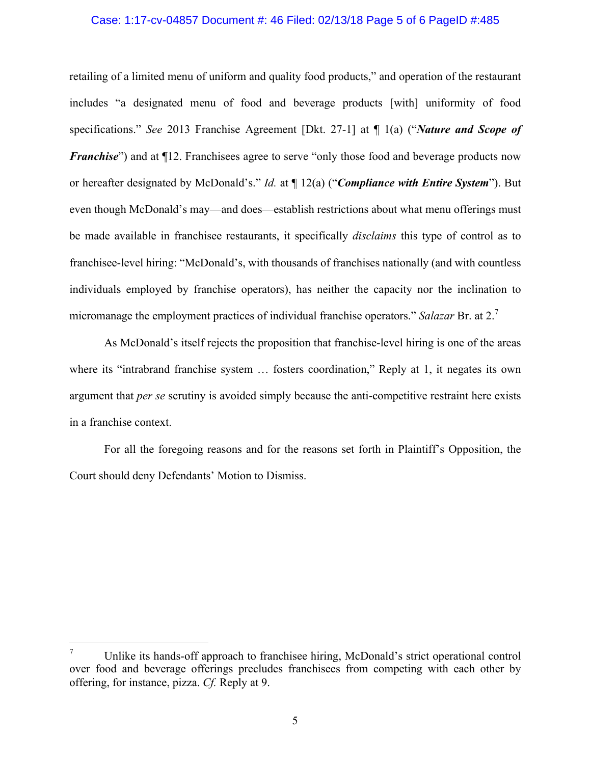retailing of a limited menu of uniform and quality food products," and operation of the restaurant includes "a designated menu of food and beverage products [with] uniformity of food specifications." *See* 2013 Franchise Agreement [Dkt. 27-1] at ¶ 1(a) ("***Nature and Scope of Franchise***") and at ¶12. Franchisees agree to serve "only those food and beverage products now or hereafter designated by McDonald's." *Id.* at ¶ 12(a) ("***Compliance with Entire System***"). But even though McDonald's may—and does—establish restrictions about what menu offerings must be made available in franchisee restaurants, it specifically *disclaims* this type of control as to franchisee-level hiring: "McDonald's, with thousands of franchises nationally (and with countless individuals employed by franchise operators), has neither the capacity nor the inclination to micromanage the employment practices of individual franchise operators." *Salazar* Br. at 2.[7]

As McDonald's itself rejects the proposition that franchise-level hiring is one of the areas where its "intrabrand franchise system … fosters coordination," Reply at 1, it negates its own argument that *per se* scrutiny is avoided simply because the anti-competitive restraint here exists in a franchise context.

For all the foregoing reasons and for the reasons set forth in Plaintiff's Opposition, the Court should deny Defendants' Motion to Dismiss.

---

[7] Unlike its hands-off approach to franchisee hiring, McDonald's strict operational control over food and beverage offerings precludes franchisees from competing with each other by offering, for instance, pizza. *Cf.* Reply at 9.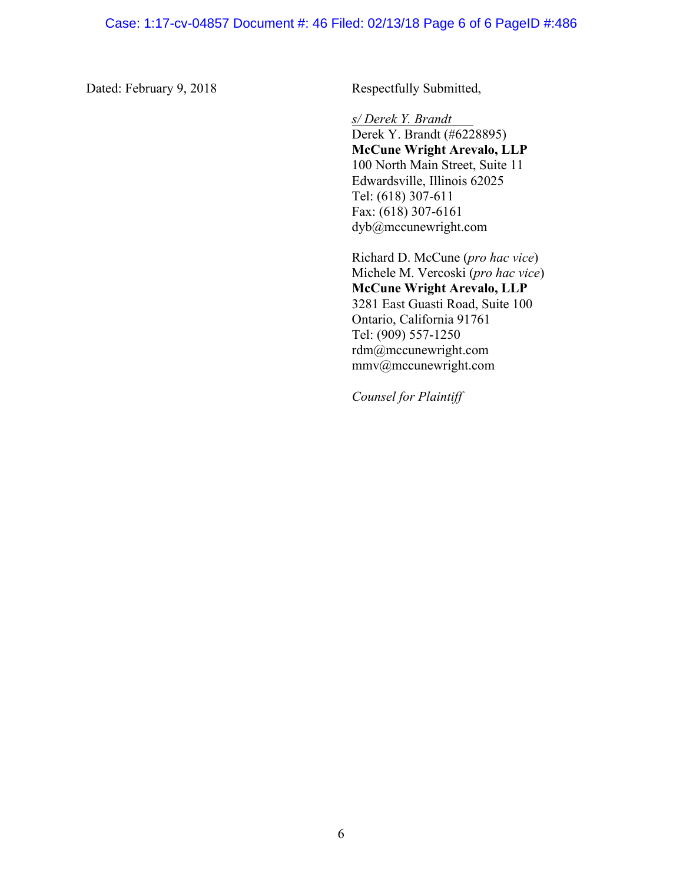Dated: February 9, 2018

Respectfully Submitted,

*s/ Derek Y. Brandt*
Derek Y. Brandt (#6228895)
**McCune Wright Arevalo, LLP**
100 North Main Street, Suite 11
Edwardsville, Illinois 62025
Tel: (618) 307-611
Fax: (618) 307-6161
dyb@mccunewright.com

Richard D. McCune (*pro hac vice*)
Michele M. Vercoski (*pro hac vice*)
**McCune Wright Arevalo, LLP**
3281 East Guasti Road, Suite 100
Ontario, California 91761
Tel: (909) 557-1250
rdm@mccunewright.com
mmv@mccunewright.com

*Counsel for Plaintiff*